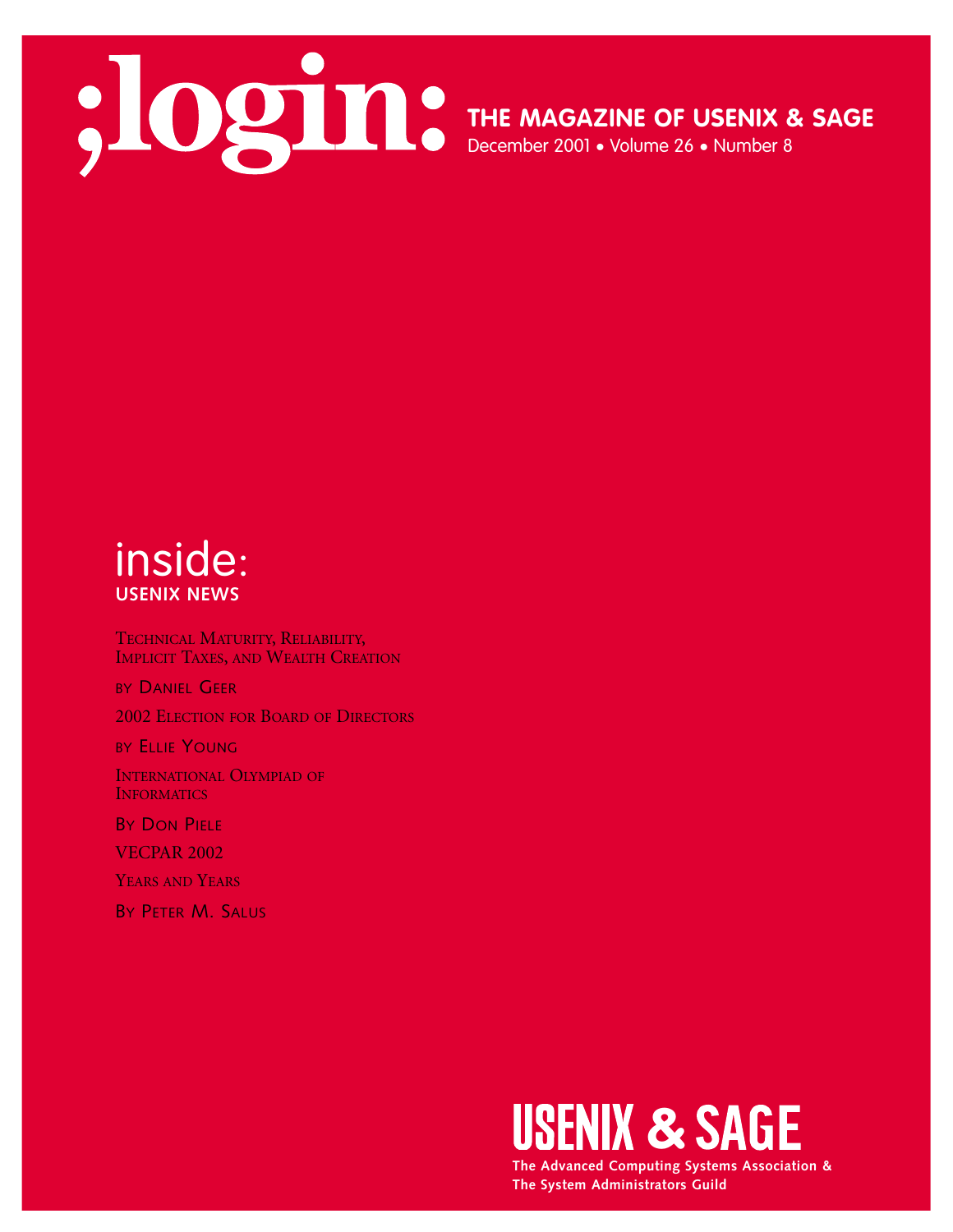# ;login:

**THE MAGAZINE OF USENIX & SAGE**

December 2001 • Volume 26 • Number 8

## inside:

**USENIX NEWS**

TECHNICAL MATURITY, RELIABILITY, IMPLICIT TAXES, AND WEALTH CREATION

BY DANIEL GEER

2002 ELECTION FOR BOARD OF DIRECTORS

BY ELLIE YOUNG

INTERNATIONAL OLYMPIAD OF INFORMATICS

BY DON PIELE

VECPAR 2002

YEARS AND YEARS

BY PETER M. SALUS

**USENIX & SAGE**

The Advanced Computing Systems Association &
The System Administrators Guild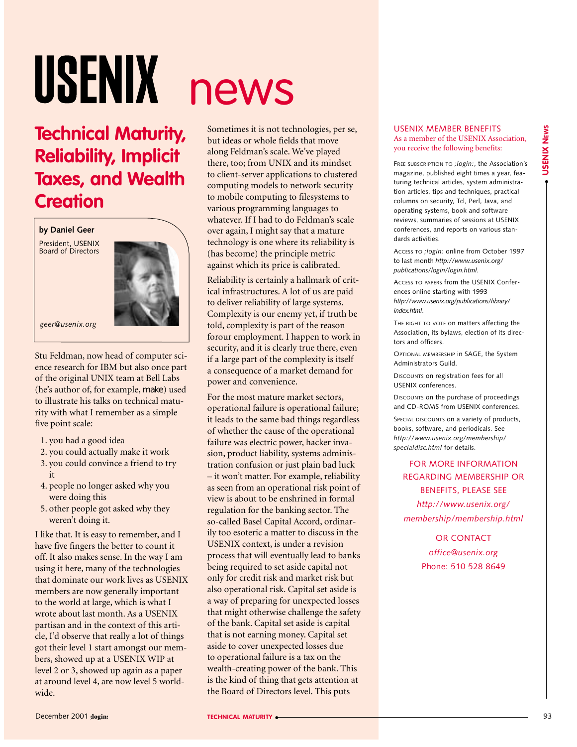# USENIX news

## Technical Maturity, Reliability, Implicit Taxes, and Wealth Creation

**by Daniel Geer**

President, USENIX Board of Directors

*geer@usenix.org*

Stu Feldman, now head of computer science research for IBM but also once part of the original UNIX team at Bell Labs (he's author of, for example, make) used to illustrate his talks on technical maturity with what I remember as a simple five point scale:

1. you had a good idea
2. you could actually make it work
3. you could convince a friend to try it
4. people no longer asked why you were doing this
5. other people got asked why they weren't doing it.

I like that. It is easy to remember, and I have five fingers the better to count it off. It also makes sense. In the way I am using it here, many of the technologies that dominate our work lives as USENIX members are now generally important to the world at large, which is what I wrote about last month. As a USENIX partisan and in the context of this article, I'd observe that really a lot of things got their level 1 start amongst our members, showed up at a USENIX WIP at level 2 or 3, showed up again as a paper at around level 4, are now level 5 worldwide.

Sometimes it is not technologies, per se, but ideas or whole fields that move along Feldman's scale. We've played there, too; from UNIX and its mindset to client-server applications to clustered computing models to network security to mobile computing to filesystems to various programming languages to whatever. If I had to do Feldman's scale over again, I might say that a mature technology is one where its reliability is (has become) the principle metric against which its price is calibrated.

Reliability is certainly a hallmark of critical infrastructures. A lot of us are paid to deliver reliability of large systems. Complexity is our enemy yet, if truth be told, complexity is part of the reason forour employment. I happen to work in security, and it is clearly true there, even if a large part of the complexity is itself a consequence of a market demand for power and convenience.

For the most mature market sectors, operational failure is operational failure; it leads to the same bad things regardless of whether the cause of the operational failure was electric power, hacker invasion, product liability, systems administration confusion or just plain bad luck – it won't matter. For example, reliability as seen from an operational risk point of view is about to be enshrined in formal regulation for the banking sector. The so-called Basel Capital Accord, ordinarily too esoteric a matter to discuss in the USENIX context, is under a revision process that will eventually lead to banks being required to set aside capital not only for credit risk and market risk but also operational risk. Capital set aside is a way of preparing for unexpected losses that might otherwise challenge the safety of the bank. Capital set aside is capital that is not earning money. Capital set aside to cover unexpected losses due to operational failure is a tax on the wealth-creating power of the bank. This is the kind of thing that gets attention at the Board of Directors level. This puts

---

### USENIX MEMBER BENEFITS

As a member of the USENIX Association, you receive the following benefits:

FREE SUBSCRIPTION TO *;login:*, the Association's magazine, published eight times a year, featuring technical articles, system administration articles, tips and techniques, practical columns on security, Tcl, Perl, Java, and operating systems, book and software reviews, summaries of sessions at USENIX conferences, and reports on various standards activities.

ACCESS TO *;login:* online from October 1997 to last month *http://www.usenix.org/publications/login/login.html.*

ACCESS TO PAPERS from the USENIX Conferences online starting with 1993 *http://www.usenix.org/publications/library/index.html.*

THE RIGHT TO VOTE on matters affecting the Association, its bylaws, election of its directors and officers.

OPTIONAL MEMBERSHIP in SAGE, the System Administrators Guild.

DISCOUNTS on registration fees for all USENIX conferences.

DISCOUNTS on the purchase of proceedings and CD-ROMS from USENIX conferences.

SPECIAL DISCOUNTS on a variety of products, books, software, and periodicals. See *http://www.usenix.org/membership/specialdisc.html* for details.

FOR MORE INFORMATION REGARDING MEMBERSHIP OR BENEFITS, PLEASE SEE *http://www.usenix.org/membership/membership.html*

OR CONTACT *office@usenix.org* Phone: 510 528 8649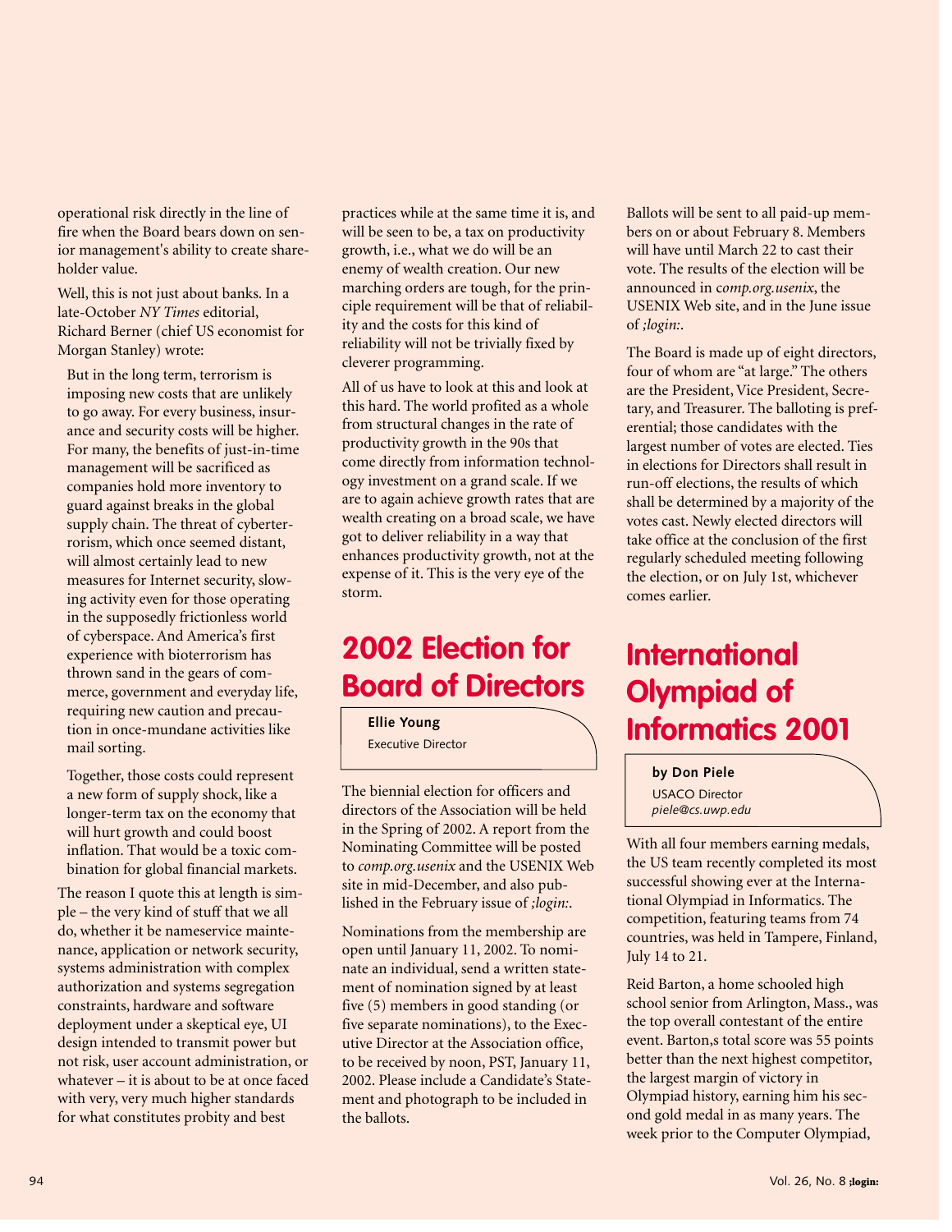operational risk directly in the line of fire when the Board bears down on senior management's ability to create shareholder value.

Well, this is not just about banks. In a late-October *NY Times* editorial, Richard Berner (chief US economist for Morgan Stanley) wrote:

> But in the long term, terrorism is imposing new costs that are unlikely to go away. For every business, insurance and security costs will be higher. For many, the benefits of just-in-time management will be sacrificed as companies hold more inventory to guard against breaks in the global supply chain. The threat of cyberterrorism, which once seemed distant, will almost certainly lead to new measures for Internet security, slowing activity even for those operating in the supposedly frictionless world of cyberspace. And America's first experience with bioterrorism has thrown sand in the gears of commerce, government and everyday life, requiring new caution and precaution in once-mundane activities like mail sorting.
>
> Together, those costs could represent a new form of supply shock, like a longer-term tax on the economy that will hurt growth and could boost inflation. That would be a toxic combination for global financial markets.

The reason I quote this at length is simple – the very kind of stuff that we all do, whether it be nameservice maintenance, application or network security, systems administration with complex authorization and systems segregation constraints, hardware and software deployment under a skeptical eye, UI design intended to transmit power but not risk, user account administration, or whatever – it is about to be at once faced with very, very much higher standards for what constitutes probity and best practices while at the same time it is, and will be seen to be, a tax on productivity growth, i.e., what we do will be an enemy of wealth creation. Our new marching orders are tough, for the principle requirement will be that of reliability and the costs for this kind of reliability will not be trivially fixed by cleverer programming.

All of us have to look at this and look at this hard. The world profited as a whole from structural changes in the rate of productivity growth in the 90s that come directly from information technology investment on a grand scale. If we are to again achieve growth rates that are wealth creating on a broad scale, we have got to deliver reliability in a way that enhances productivity growth, not at the expense of it. This is the very eye of the storm.

# 2002 Election for Board of Directors

**Ellie Young**
Executive Director

The biennial election for officers and directors of the Association will be held in the Spring of 2002. A report from the Nominating Committee will be posted to *comp.org.usenix* and the USENIX Web site in mid-December, and also published in the February issue of *;login:*.

Nominations from the membership are open until January 11, 2002. To nominate an individual, send a written statement of nomination signed by at least five (5) members in good standing (or five separate nominations), to the Executive Director at the Association office, to be received by noon, PST, January 11, 2002. Please include a Candidate's Statement and photograph to be included in the ballots.

Ballots will be sent to all paid-up members on or about February 8. Members will have until March 22 to cast their vote. The results of the election will be announced in *comp.org.usenix*, the USENIX Web site, and in the June issue of *;login:*.

The Board is made up of eight directors, four of whom are "at large." The others are the President, Vice President, Secretary, and Treasurer. The balloting is preferential; those candidates with the largest number of votes are elected. Ties in elections for Directors shall result in run-off elections, the results of which shall be determined by a majority of the votes cast. Newly elected directors will take office at the conclusion of the first regularly scheduled meeting following the election, or on July 1st, whichever comes earlier.

# International Olympiad of Informatics 2001

**by Don Piele**
USACO Director
*piele@cs.uwp.edu*

With all four members earning medals, the US team recently completed its most successful showing ever at the International Olympiad in Informatics. The competition, featuring teams from 74 countries, was held in Tampere, Finland, July 14 to 21.

Reid Barton, a home schooled high school senior from Arlington, Mass., was the top overall contestant of the entire event. Barton,s total score was 55 points better than the next highest competitor, the largest margin of victory in Olympiad history, earning him his second gold medal in as many years. The week prior to the Computer Olympiad,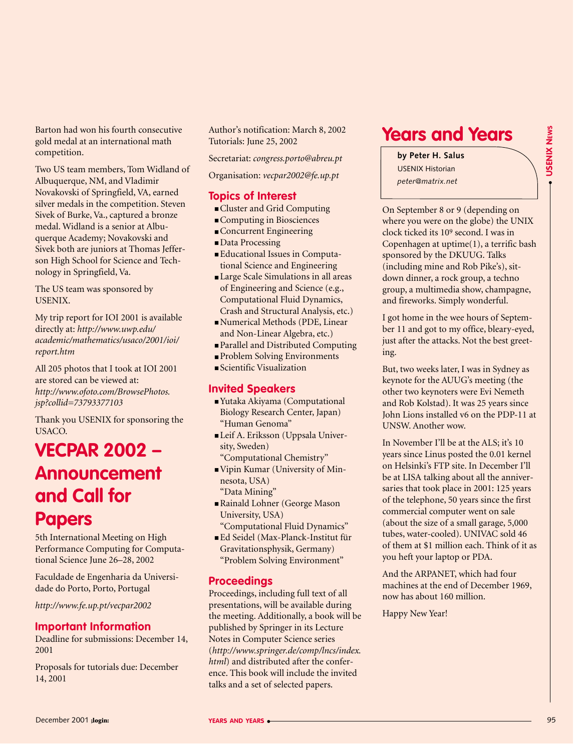Barton had won his fourth consecutive gold medal at an international math competition.

Two US team members, Tom Widland of Albuquerque, NM, and Vladimir Novakovski of Springfield, VA, earned silver medals in the competition. Steven Sivek of Burke, Va., captured a bronze medal. Widland is a senior at Albuquerque Academy; Novakovski and Sivek both are juniors at Thomas Jefferson High School for Science and Technology in Springfield, Va.

The US team was sponsored by USENIX.

My trip report for IOI 2001 is available directly at: *http://www.uwp.edu/academic/mathematics/usaco/2001/ioi/report.htm*

All 205 photos that I took at IOI 2001 are stored can be viewed at: *http://www.ofoto.com/BrowsePhotos.jsp?collid=73793377103*

Thank you USENIX for sponsoring the USACO.

# VECPAR 2002 – Announcement and Call for Papers

5th International Meeting on High Performance Computing for Computational Science June 26–28, 2002

Faculdade de Engenharia da Universidade do Porto, Porto, Portugal

*http://www.fe.up.pt/vecpar2002*

## Important Information

Deadline for submissions: December 14, 2001

Proposals for tutorials due: December 14, 2001

Author's notification: March 8, 2002
Tutorials: June 25, 2002

Secretariat: *congress.porto@abreu.pt*

Organisation: *vecpar2002@fe.up.pt*

## Topics of Interest

- Cluster and Grid Computing
- Computing in Biosciences
- Concurrent Engineering
- Data Processing
- Educational Issues in Computational Science and Engineering
- Large Scale Simulations in all areas of Engineering and Science (e.g., Computational Fluid Dynamics, Crash and Structural Analysis, etc.)
- Numerical Methods (PDE, Linear and Non-Linear Algebra, etc.)
- Parallel and Distributed Computing
- Problem Solving Environments
- Scientific Visualization

## Invited Speakers

- Yutaka Akiyama (Computational Biology Research Center, Japan) "Human Genoma"
- Leif A. Eriksson (Uppsala University, Sweden) "Computational Chemistry"
- Vipin Kumar (University of Minnesota, USA) "Data Mining"
- Rainald Lohner (George Mason University, USA) "Computational Fluid Dynamics"
- Ed Seidel (Max-Planck-Institut für Gravitationsphysik, Germany) "Problem Solving Environment"

## Proceedings

Proceedings, including full text of all presentations, will be available during the meeting. Additionally, a book will be published by Springer in its Lecture Notes in Computer Science series (*http://www.springer.de/comp/lncs/index.html*) and distributed after the conference. This book will include the invited talks and a set of selected papers.

# Years and Years

**by Peter H. Salus**
USENIX Historian
*peter@matrix.net*

On September 8 or 9 (depending on where you were on the globe) the UNIX clock ticked its $10^9$ second. I was in Copenhagen at uptime(1), a terrific bash sponsored by the DKUUG. Talks (including mine and Rob Pike's), sit-down dinner, a rock group, a techno group, a multimedia show, champagne, and fireworks. Simply wonderful.

I got home in the wee hours of September 11 and got to my office, bleary-eyed, just after the attacks. Not the best greeting.

But, two weeks later, I was in Sydney as keynote for the AUUG's meeting (the other two keynoters were Evi Nemeth and Rob Kolstad). It was 25 years since John Lions installed v6 on the PDP-11 at UNSW. Another wow.

In November I'll be at the ALS; it's 10 years since Linus posted the 0.01 kernel on Helsinki's FTP site. In December I'll be at LISA talking about all the anniversaries that took place in 2001: 125 years of the telephone, 50 years since the first commercial computer went on sale (about the size of a small garage, 5,000 tubes, water-cooled). UNIVAC sold 46 of them at $1 million each. Think of it as you heft your laptop or PDA.

And the ARPANET, which had four machines at the end of December 1969, now has about 160 million.

Happy New Year!